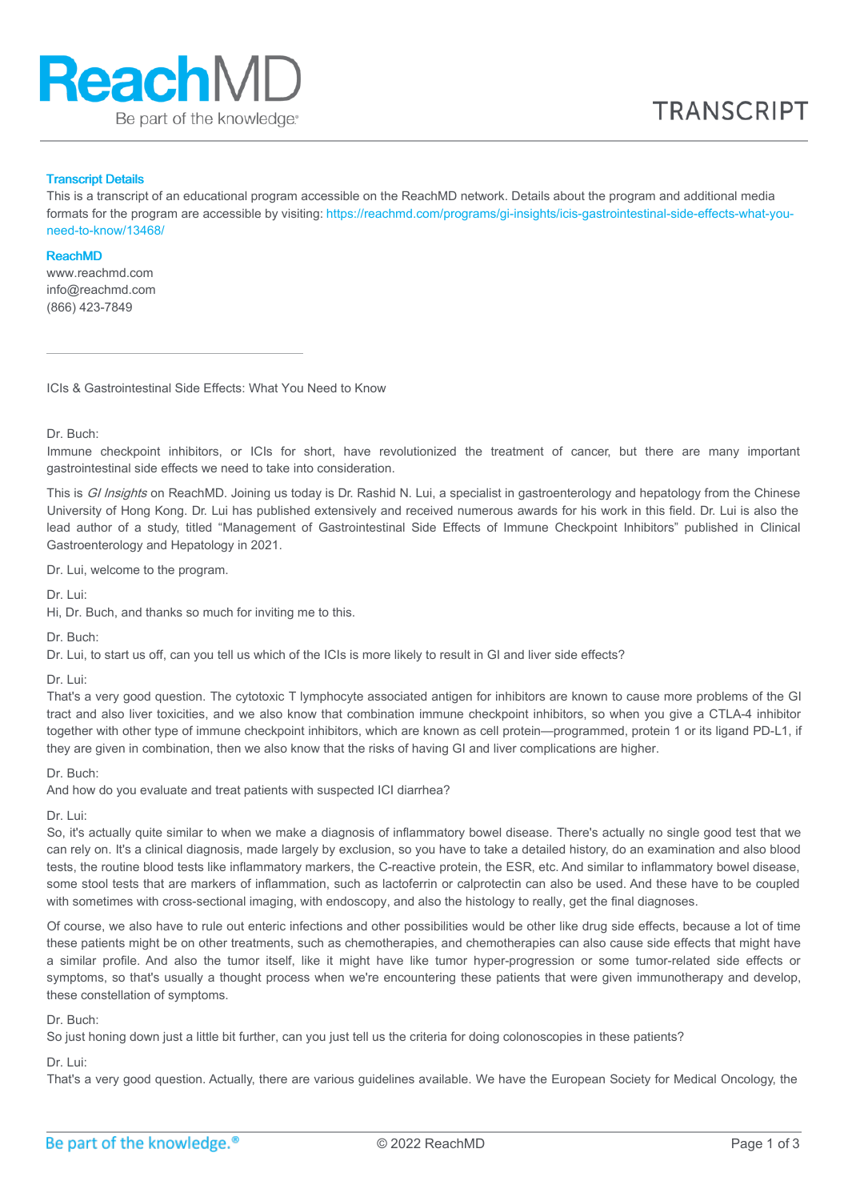ReachMD
Be part of the knowledge.

TRANSCRIPT

**Transcript Details**

This is a transcript of an educational program accessible on the ReachMD network. Details about the program and additional media formats for the program are accessible by visiting: https://reachmd.com/programs/gi-insights/icis-gastrointestinal-side-effects-what-you-need-to-know/13468/

**ReachMD**

www.reachmd.com
info@reachmd.com
(866) 423-7849

---

ICIs & Gastrointestinal Side Effects: What You Need to Know

Dr. Buch:
Immune checkpoint inhibitors, or ICIs for short, have revolutionized the treatment of cancer, but there are many important gastrointestinal side effects we need to take into consideration.

This is *GI Insights* on ReachMD. Joining us today is Dr. Rashid N. Lui, a specialist in gastroenterology and hepatology from the Chinese University of Hong Kong. Dr. Lui has published extensively and received numerous awards for his work in this field. Dr. Lui is also the lead author of a study, titled "Management of Gastrointestinal Side Effects of Immune Checkpoint Inhibitors" published in Clinical Gastroenterology and Hepatology in 2021.

Dr. Lui, welcome to the program.

Dr. Lui:
Hi, Dr. Buch, and thanks so much for inviting me to this.

Dr. Buch:
Dr. Lui, to start us off, can you tell us which of the ICIs is more likely to result in GI and liver side effects?

Dr. Lui:
That's a very good question. The cytotoxic T lymphocyte associated antigen for inhibitors are known to cause more problems of the GI tract and also liver toxicities, and we also know that combination immune checkpoint inhibitors, so when you give a CTLA-4 inhibitor together with other type of immune checkpoint inhibitors, which are known as cell protein—programmed, protein 1 or its ligand PD-L1, if they are given in combination, then we also know that the risks of having GI and liver complications are higher.

Dr. Buch:
And how do you evaluate and treat patients with suspected ICI diarrhea?

Dr. Lui:
So, it's actually quite similar to when we make a diagnosis of inflammatory bowel disease. There's actually no single good test that we can rely on. It's a clinical diagnosis, made largely by exclusion, so you have to take a detailed history, do an examination and also blood tests, the routine blood tests like inflammatory markers, the C-reactive protein, the ESR, etc. And similar to inflammatory bowel disease, some stool tests that are markers of inflammation, such as lactoferrin or calprotectin can also be used. And these have to be coupled with sometimes with cross-sectional imaging, with endoscopy, and also the histology to really, get the final diagnoses.

Of course, we also have to rule out enteric infections and other possibilities would be other like drug side effects, because a lot of time these patients might be on other treatments, such as chemotherapies, and chemotherapies can also cause side effects that might have a similar profile. And also the tumor itself, like it might have like tumor hyper-progression or some tumor-related side effects or symptoms, so that's usually a thought process when we're encountering these patients that were given immunotherapy and develop, these constellation of symptoms.

Dr. Buch:
So just honing down just a little bit further, can you just tell us the criteria for doing colonoscopies in these patients?

Dr. Lui:
That's a very good question. Actually, there are various guidelines available. We have the European Society for Medical Oncology, the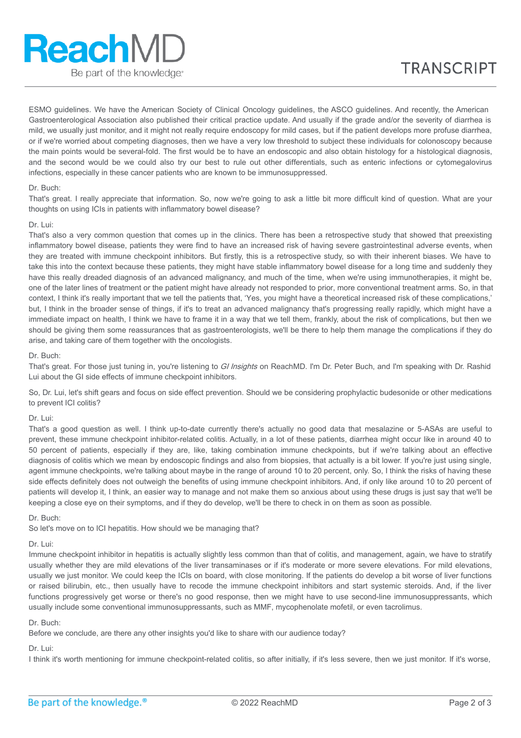ESMO guidelines. We have the American Society of Clinical Oncology guidelines, the ASCO guidelines. And recently, the American Gastroenterological Association also published their critical practice update. And usually if the grade and/or the severity of diarrhea is mild, we usually just monitor, and it might not really require endoscopy for mild cases, but if the patient develops more profuse diarrhea, or if we're worried about competing diagnoses, then we have a very low threshold to subject these individuals for colonoscopy because the main points would be several-fold. The first would be to have an endoscopic and also obtain histology for a histological diagnosis, and the second would be we could also try our best to rule out other differentials, such as enteric infections or cytomegalovirus infections, especially in these cancer patients who are known to be immunosuppressed.

Dr. Buch:
That's great. I really appreciate that information. So, now we're going to ask a little bit more difficult kind of question. What are your thoughts on using ICIs in patients with inflammatory bowel disease?

Dr. Lui:
That's also a very common question that comes up in the clinics. There has been a retrospective study that showed that preexisting inflammatory bowel disease, patients they were find to have an increased risk of having severe gastrointestinal adverse events, when they are treated with immune checkpoint inhibitors. But firstly, this is a retrospective study, so with their inherent biases. We have to take this into the context because these patients, they might have stable inflammatory bowel disease for a long time and suddenly they have this really dreaded diagnosis of an advanced malignancy, and much of the time, when we're using immunotherapies, it might be, one of the later lines of treatment or the patient might have already not responded to prior, more conventional treatment arms. So, in that context, I think it's really important that we tell the patients that, 'Yes, you might have a theoretical increased risk of these complications,' but, I think in the broader sense of things, if it's to treat an advanced malignancy that's progressing really rapidly, which might have a immediate impact on health, I think we have to frame it in a way that we tell them, frankly, about the risk of complications, but then we should be giving them some reassurances that as gastroenterologists, we'll be there to help them manage the complications if they do arise, and taking care of them together with the oncologists.

Dr. Buch:
That's great. For those just tuning in, you're listening to *GI Insights* on ReachMD. I'm Dr. Peter Buch, and I'm speaking with Dr. Rashid Lui about the GI side effects of immune checkpoint inhibitors.

So, Dr. Lui, let's shift gears and focus on side effect prevention. Should we be considering prophylactic budesonide or other medications to prevent ICI colitis?

Dr. Lui:
That's a good question as well. I think up-to-date currently there's actually no good data that mesalazine or 5-ASAs are useful to prevent, these immune checkpoint inhibitor-related colitis. Actually, in a lot of these patients, diarrhea might occur like in around 40 to 50 percent of patients, especially if they are, like, taking combination immune checkpoints, but if we're talking about an effective diagnosis of colitis which we mean by endoscopic findings and also from biopsies, that actually is a bit lower. If you're just using single, agent immune checkpoints, we're talking about maybe in the range of around 10 to 20 percent, only. So, I think the risks of having these side effects definitely does not outweigh the benefits of using immune checkpoint inhibitors. And, if only like around 10 to 20 percent of patients will develop it, I think, an easier way to manage and not make them so anxious about using these drugs is just say that we'll be keeping a close eye on their symptoms, and if they do develop, we'll be there to check in on them as soon as possible.

Dr. Buch:
So let's move on to ICI hepatitis. How should we be managing that?

Dr. Lui:
Immune checkpoint inhibitor in hepatitis is actually slightly less common than that of colitis, and management, again, we have to stratify usually whether they are mild elevations of the liver transaminases or if it's moderate or more severe elevations. For mild elevations, usually we just monitor. We could keep the ICIs on board, with close monitoring. If the patients do develop a bit worse of liver functions or raised bilirubin, etc., then usually have to recode the immune checkpoint inhibitors and start systemic steroids. And, if the liver functions progressively get worse or there's no good response, then we might have to use second-line immunosuppressants, which usually include some conventional immunosuppressants, such as MMF, mycophenolate mofetil, or even tacrolimus.

Dr. Buch:
Before we conclude, are there any other insights you'd like to share with our audience today?

Dr. Lui:
I think it's worth mentioning for immune checkpoint-related colitis, so after initially, if it's less severe, then we just monitor. If it's worse,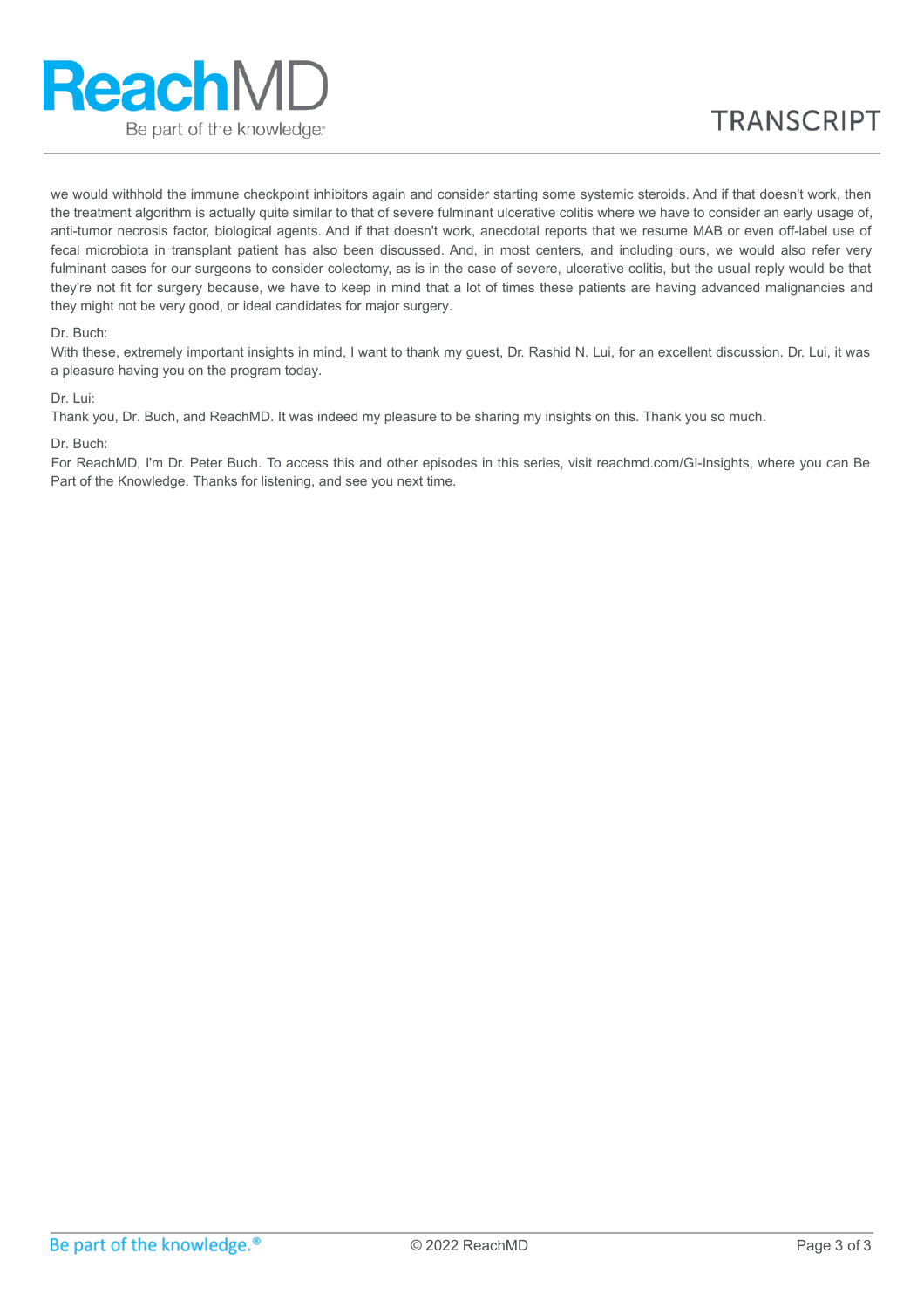we would withhold the immune checkpoint inhibitors again and consider starting some systemic steroids. And if that doesn't work, then the treatment algorithm is actually quite similar to that of severe fulminant ulcerative colitis where we have to consider an early usage of, anti-tumor necrosis factor, biological agents. And if that doesn't work, anecdotal reports that we resume MAB or even off-label use of fecal microbiota in transplant patient has also been discussed. And, in most centers, and including ours, we would also refer very fulminant cases for our surgeons to consider colectomy, as is in the case of severe, ulcerative colitis, but the usual reply would be that they're not fit for surgery because, we have to keep in mind that a lot of times these patients are having advanced malignancies and they might not be very good, or ideal candidates for major surgery.

Dr. Buch:
With these, extremely important insights in mind, I want to thank my guest, Dr. Rashid N. Lui, for an excellent discussion. Dr. Lui, it was a pleasure having you on the program today.

Dr. Lui:
Thank you, Dr. Buch, and ReachMD. It was indeed my pleasure to be sharing my insights on this. Thank you so much.

Dr. Buch:
For ReachMD, I'm Dr. Peter Buch. To access this and other episodes in this series, visit reachmd.com/GI-Insights, where you can Be Part of the Knowledge. Thanks for listening, and see you next time.